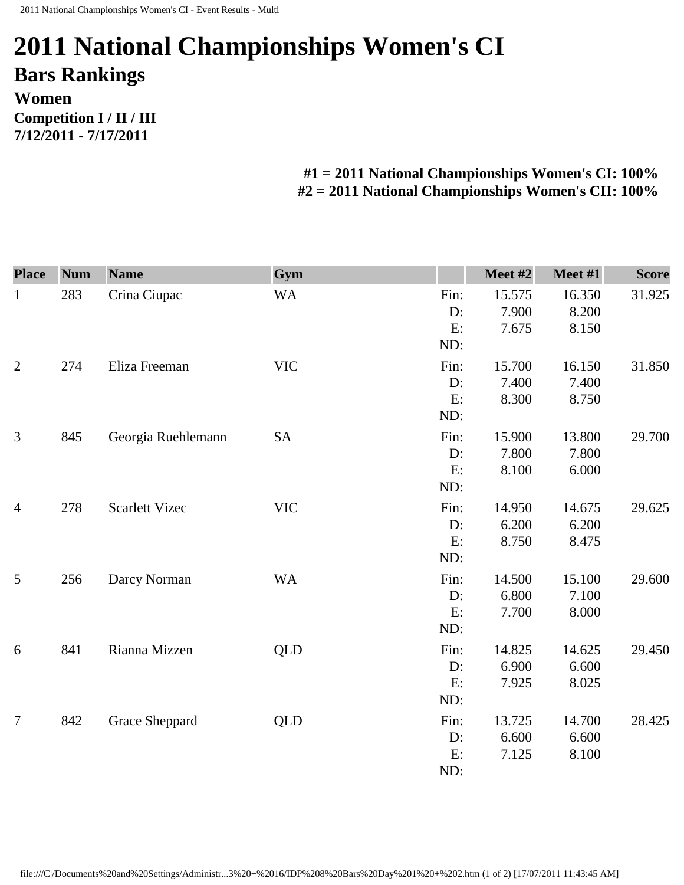# 2011 National Championships Women's CI

## Bars Rankings

### Women

**Competition I / II / III**

**7/12/2011 - 7/17/2011**

**#1 = 2011 National Championships Women's CI: 100%**
**#2 = 2011 National Championships Women's CII: 100%**

| Place | Num | Name | Gym | | Meet #2 | Meet #1 | Score |
|---|---|---|---|---|---|---|---|
| 1 | 283 | Crina Ciupac | WA | Fin: | 15.575 | 16.350 | 31.925 |
| | | | | D: | 7.900 | 8.200 | |
| | | | | E: | 7.675 | 8.150 | |
| | | | | ND: | | | |
| 2 | 274 | Eliza Freeman | VIC | Fin: | 15.700 | 16.150 | 31.850 |
| | | | | D: | 7.400 | 7.400 | |
| | | | | E: | 8.300 | 8.750 | |
| | | | | ND: | | | |
| 3 | 845 | Georgia Ruehlemann | SA | Fin: | 15.900 | 13.800 | 29.700 |
| | | | | D: | 7.800 | 7.800 | |
| | | | | E: | 8.100 | 6.000 | |
| | | | | ND: | | | |
| 4 | 278 | Scarlett Vizec | VIC | Fin: | 14.950 | 14.675 | 29.625 |
| | | | | D: | 6.200 | 6.200 | |
| | | | | E: | 8.750 | 8.475 | |
| | | | | ND: | | | |
| 5 | 256 | Darcy Norman | WA | Fin: | 14.500 | 15.100 | 29.600 |
| | | | | D: | 6.800 | 7.100 | |
| | | | | E: | 7.700 | 8.000 | |
| | | | | ND: | | | |
| 6 | 841 | Rianna Mizzen | QLD | Fin: | 14.825 | 14.625 | 29.450 |
| | | | | D: | 6.900 | 6.600 | |
| | | | | E: | 7.925 | 8.025 | |
| | | | | ND: | | | |
| 7 | 842 | Grace Sheppard | QLD | Fin: | 13.725 | 14.700 | 28.425 |
| | | | | D: | 6.600 | 6.600 | |
| | | | | E: | 7.125 | 8.100 | |
| | | | | ND: | | | |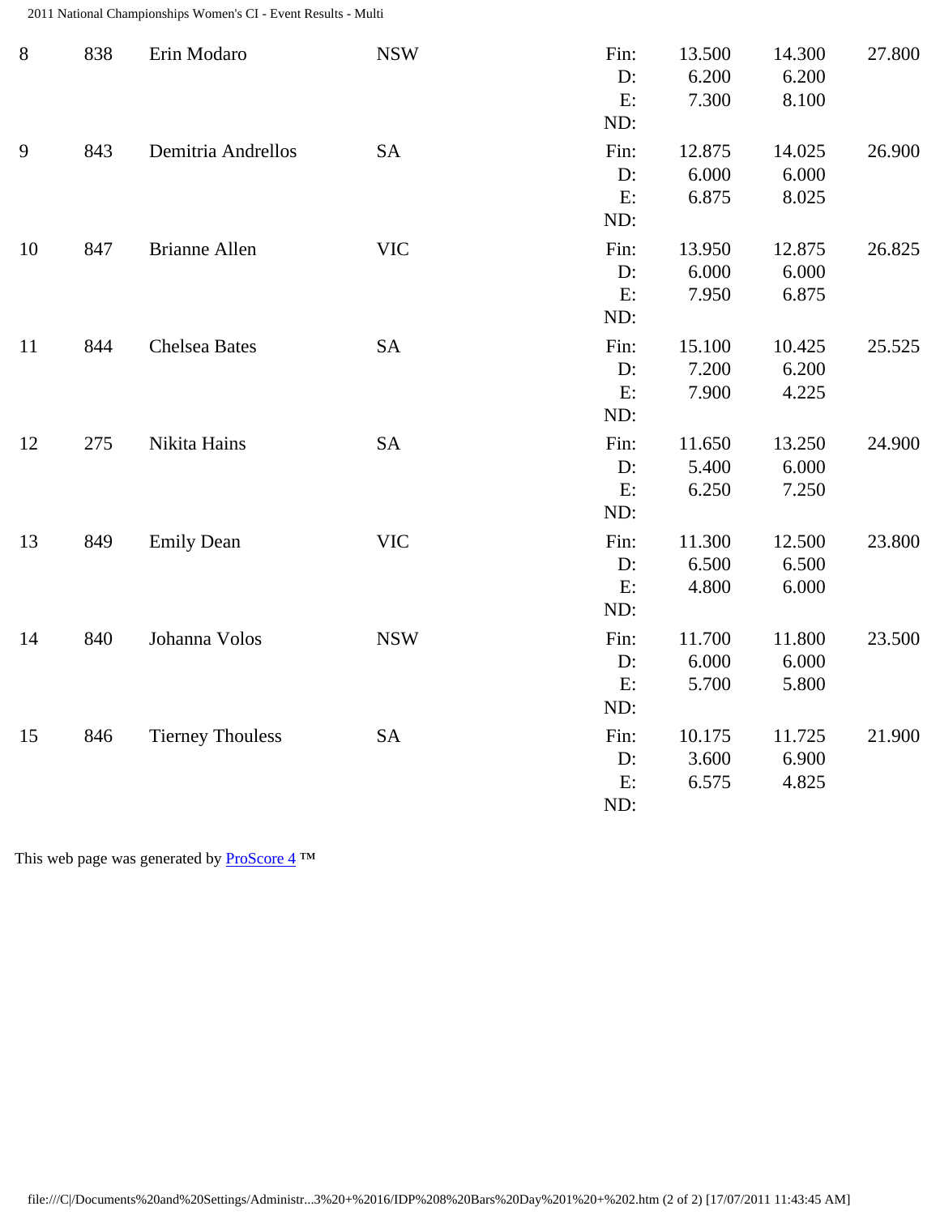| | | | | | | | |
|---|---|---|---|---|---|---|---|
| 8 | 838 | Erin Modaro | NSW | Fin: | 13.500 | 14.300 | 27.800 |
| | | | | D: | 6.200 | 6.200 | |
| | | | | E: | 7.300 | 8.100 | |
| | | | | ND: | | | |
| 9 | 843 | Demitria Andrellos | SA | Fin: | 12.875 | 14.025 | 26.900 |
| | | | | D: | 6.000 | 6.000 | |
| | | | | E: | 6.875 | 8.025 | |
| | | | | ND: | | | |
| 10 | 847 | Brianne Allen | VIC | Fin: | 13.950 | 12.875 | 26.825 |
| | | | | D: | 6.000 | 6.000 | |
| | | | | E: | 7.950 | 6.875 | |
| | | | | ND: | | | |
| 11 | 844 | Chelsea Bates | SA | Fin: | 15.100 | 10.425 | 25.525 |
| | | | | D: | 7.200 | 6.200 | |
| | | | | E: | 7.900 | 4.225 | |
| | | | | ND: | | | |
| 12 | 275 | Nikita Hains | SA | Fin: | 11.650 | 13.250 | 24.900 |
| | | | | D: | 5.400 | 6.000 | |
| | | | | E: | 6.250 | 7.250 | |
| | | | | ND: | | | |
| 13 | 849 | Emily Dean | VIC | Fin: | 11.300 | 12.500 | 23.800 |
| | | | | D: | 6.500 | 6.500 | |
| | | | | E: | 4.800 | 6.000 | |
| | | | | ND: | | | |
| 14 | 840 | Johanna Volos | NSW | Fin: | 11.700 | 11.800 | 23.500 |
| | | | | D: | 6.000 | 6.000 | |
| | | | | E: | 5.700 | 5.800 | |
| | | | | ND: | | | |
| 15 | 846 | Tierney Thouless | SA | Fin: | 10.175 | 11.725 | 21.900 |
| | | | | D: | 3.600 | 6.900 | |
| | | | | E: | 6.575 | 4.825 | |
| | | | | ND: | | | |

This web page was generated by ProScore 4 ™